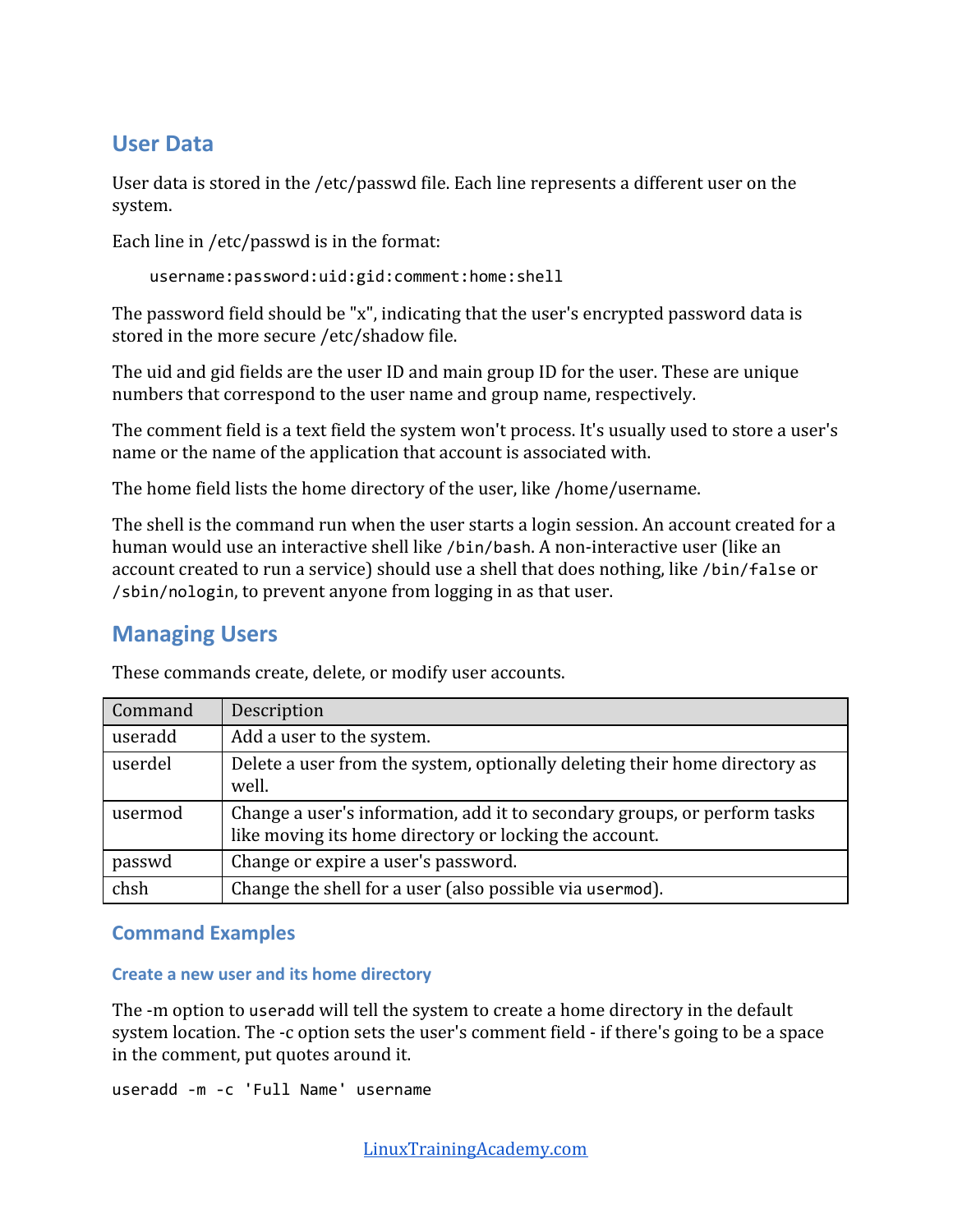## User Data

User data is stored in the /etc/passwd file. Each line represents a different user on the system.

Each line in /etc/passwd is in the format:

```
username:password:uid:gid:comment:home:shell
```

The password field should be "x", indicating that the user's encrypted password data is stored in the more secure /etc/shadow file.

The uid and gid fields are the user ID and main group ID for the user. These are unique numbers that correspond to the user name and group name, respectively.

The comment field is a text field the system won't process. It's usually used to store a user's name or the name of the application that account is associated with.

The home field lists the home directory of the user, like /home/username.

The shell is the command run when the user starts a login session. An account created for a human would use an interactive shell like `/bin/bash`. A non-interactive user (like an account created to run a service) should use a shell that does nothing, like `/bin/false` or `/sbin/nologin`, to prevent anyone from logging in as that user.

## Managing Users

These commands create, delete, or modify user accounts.

| Command | Description |
|---|---|
| useradd | Add a user to the system. |
| userdel | Delete a user from the system, optionally deleting their home directory as well. |
| usermod | Change a user's information, add it to secondary groups, or perform tasks like moving its home directory or locking the account. |
| passwd | Change or expire a user's password. |
| chsh | Change the shell for a user (also possible via `usermod`). |

### Command Examples

#### Create a new user and its home directory

The -m option to `useradd` will tell the system to create a home directory in the default system location. The -c option sets the user's comment field - if there's going to be a space in the comment, put quotes around it.

```
useradd -m -c 'Full Name' username
```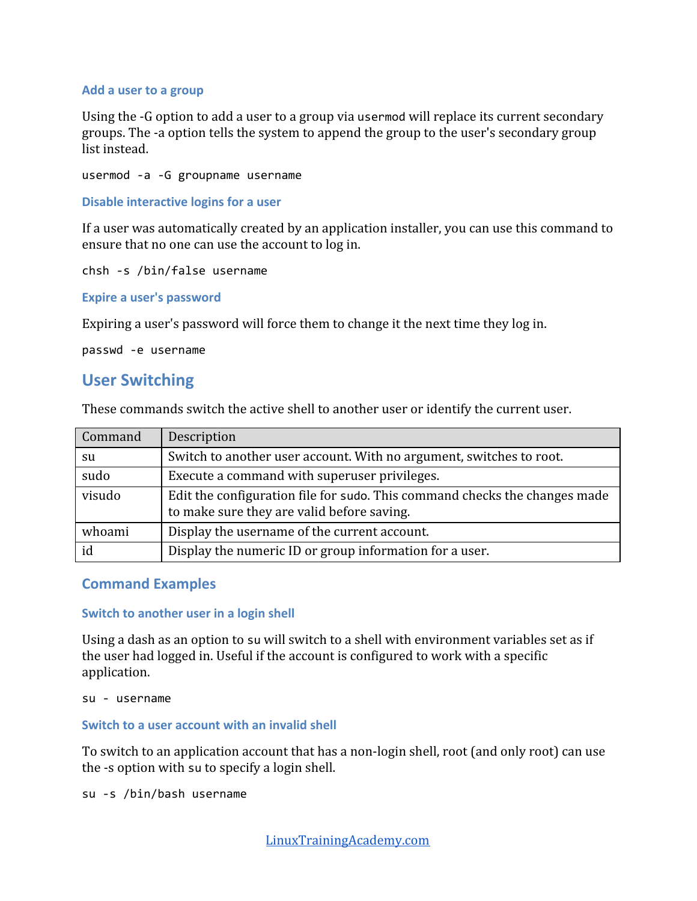### Add a user to a group

Using the -G option to add a user to a group via `usermod` will replace its current secondary groups. The -a option tells the system to append the group to the user's secondary group list instead.

```
usermod -a -G groupname username
```

### Disable interactive logins for a user

If a user was automatically created by an application installer, you can use this command to ensure that no one can use the account to log in.

```
chsh -s /bin/false username
```

### Expire a user's password

Expiring a user's password will force them to change it the next time they log in.

```
passwd -e username
```

## User Switching

These commands switch the active shell to another user or identify the current user.

| Command | Description |
|---|---|
| su | Switch to another user account. With no argument, switches to root. |
| sudo | Execute a command with superuser privileges. |
| visudo | Edit the configuration file for `sudo`. This command checks the changes made to make sure they are valid before saving. |
| whoami | Display the username of the current account. |
| id | Display the numeric ID or group information for a user. |

## Command Examples

### Switch to another user in a login shell

Using a dash as an option to `su` will switch to a shell with environment variables set as if the user had logged in. Useful if the account is configured to work with a specific application.

```
su - username
```

### Switch to a user account with an invalid shell

To switch to an application account that has a non-login shell, root (and only root) can use the -s option with `su` to specify a login shell.

```
su -s /bin/bash username
```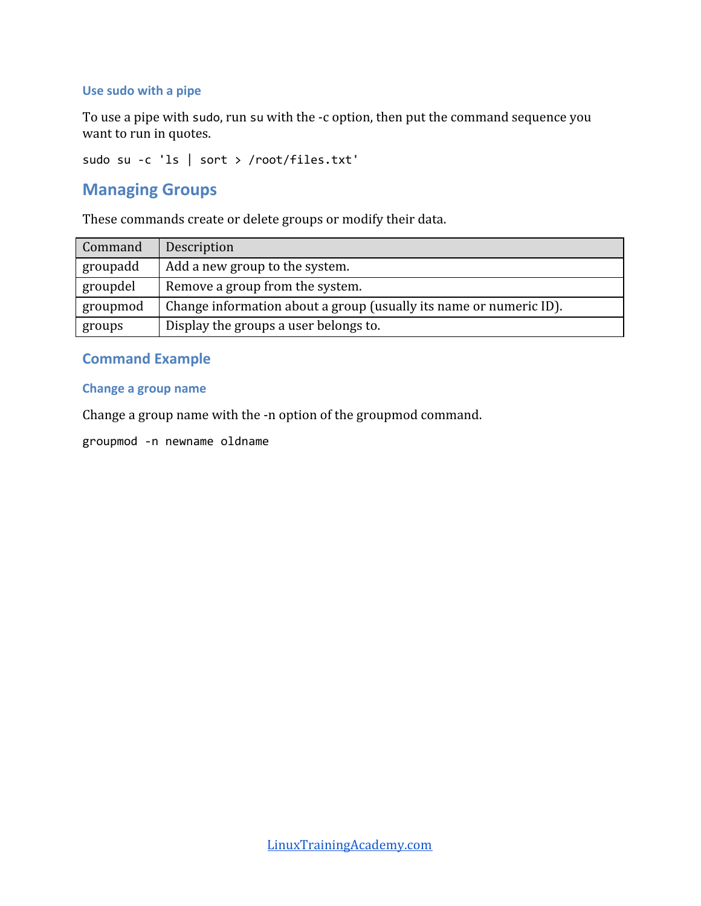### Use sudo with a pipe

To use a pipe with `sudo`, run `su` with the -c option, then put the command sequence you want to run in quotes.

```
sudo su -c 'ls | sort > /root/files.txt'
```

## Managing Groups

These commands create or delete groups or modify their data.

| Command | Description |
| --- | --- |
| groupadd | Add a new group to the system. |
| groupdel | Remove a group from the system. |
| groupmod | Change information about a group (usually its name or numeric ID). |
| groups | Display the groups a user belongs to. |

### Command Example

#### Change a group name

Change a group name with the -n option of the groupmod command.

```
groupmod -n newname oldname
```